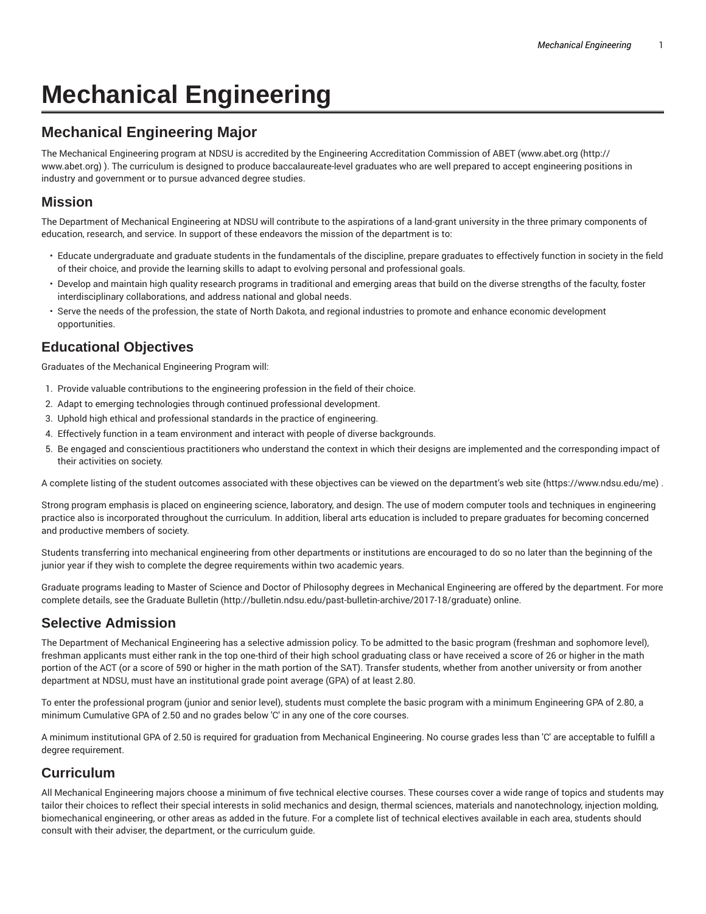# Mechanical Engineering

## Mechanical Engineering Major

The Mechanical Engineering program at NDSU is accredited by the Engineering Accreditation Commission of ABET (www.abet.org (http://www.abet.org) ). The curriculum is designed to produce baccalaureate-level graduates who are well prepared to accept engineering positions in industry and government or to pursue advanced degree studies.

## Mission

The Department of Mechanical Engineering at NDSU will contribute to the aspirations of a land-grant university in the three primary components of education, research, and service. In support of these endeavors the mission of the department is to:

- Educate undergraduate and graduate students in the fundamentals of the discipline, prepare graduates to effectively function in society in the field of their choice, and provide the learning skills to adapt to evolving personal and professional goals.
- Develop and maintain high quality research programs in traditional and emerging areas that build on the diverse strengths of the faculty, foster interdisciplinary collaborations, and address national and global needs.
- Serve the needs of the profession, the state of North Dakota, and regional industries to promote and enhance economic development opportunities.

## Educational Objectives

Graduates of the Mechanical Engineering Program will:

1. Provide valuable contributions to the engineering profession in the field of their choice.
2. Adapt to emerging technologies through continued professional development.
3. Uphold high ethical and professional standards in the practice of engineering.
4. Effectively function in a team environment and interact with people of diverse backgrounds.
5. Be engaged and conscientious practitioners who understand the context in which their designs are implemented and the corresponding impact of their activities on society.

A complete listing of the student outcomes associated with these objectives can be viewed on the department's web site (https://www.ndsu.edu/me) .

Strong program emphasis is placed on engineering science, laboratory, and design. The use of modern computer tools and techniques in engineering practice also is incorporated throughout the curriculum. In addition, liberal arts education is included to prepare graduates for becoming concerned and productive members of society.

Students transferring into mechanical engineering from other departments or institutions are encouraged to do so no later than the beginning of the junior year if they wish to complete the degree requirements within two academic years.

Graduate programs leading to Master of Science and Doctor of Philosophy degrees in Mechanical Engineering are offered by the department. For more complete details, see the Graduate Bulletin (http://bulletin.ndsu.edu/past-bulletin-archive/2017-18/graduate) online.

## Selective Admission

The Department of Mechanical Engineering has a selective admission policy. To be admitted to the basic program (freshman and sophomore level), freshman applicants must either rank in the top one-third of their high school graduating class or have received a score of 26 or higher in the math portion of the ACT (or a score of 590 or higher in the math portion of the SAT). Transfer students, whether from another university or from another department at NDSU, must have an institutional grade point average (GPA) of at least 2.80.

To enter the professional program (junior and senior level), students must complete the basic program with a minimum Engineering GPA of 2.80, a minimum Cumulative GPA of 2.50 and no grades below 'C' in any one of the core courses.

A minimum institutional GPA of 2.50 is required for graduation from Mechanical Engineering. No course grades less than 'C' are acceptable to fulfill a degree requirement.

## Curriculum

All Mechanical Engineering majors choose a minimum of five technical elective courses. These courses cover a wide range of topics and students may tailor their choices to reflect their special interests in solid mechanics and design, thermal sciences, materials and nanotechnology, injection molding, biomechanical engineering, or other areas as added in the future. For a complete list of technical electives available in each area, students should consult with their adviser, the department, or the curriculum guide.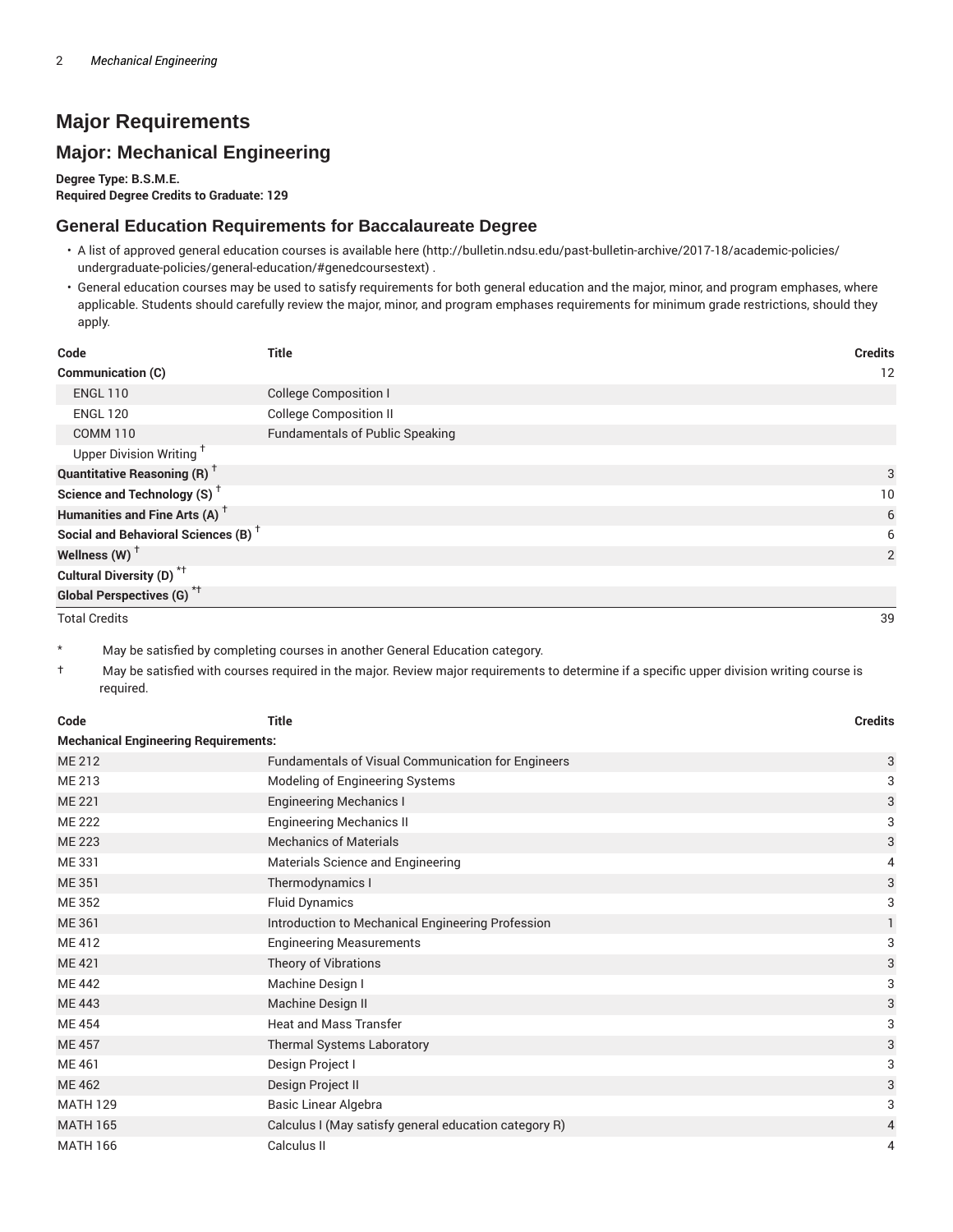# Major Requirements

## Major: Mechanical Engineering

**Degree Type: B.S.M.E.**
**Required Degree Credits to Graduate: 129**

### General Education Requirements for Baccalaureate Degree

- A list of approved general education courses is available here (http://bulletin.ndsu.edu/past-bulletin-archive/2017-18/academic-policies/undergraduate-policies/general-education/#genedcoursestext) .
- General education courses may be used to satisfy requirements for both general education and the major, minor, and program emphases, where applicable. Students should carefully review the major, minor, and program emphases requirements for minimum grade restrictions, should they apply.

| Code | Title | Credits |
|---|---|---|
| **Communication (C)** | | 12 |
| ENGL 110 | College Composition I | |
| ENGL 120 | College Composition II | |
| COMM 110 | Fundamentals of Public Speaking | |
| Upper Division Writing † | | |
| **Quantitative Reasoning (R) †** | | 3 |
| **Science and Technology (S) †** | | 10 |
| **Humanities and Fine Arts (A) †** | | 6 |
| **Social and Behavioral Sciences (B) †** | | 6 |
| **Wellness (W) †** | | 2 |
| **Cultural Diversity (D) *†** | | |
| **Global Perspectives (G) *†** | | |
| Total Credits | | 39 |

\* May be satisfied by completing courses in another General Education category.

† May be satisfied with courses required in the major. Review major requirements to determine if a specific upper division writing course is required.

| Code | Title | Credits |
|---|---|---|
| **Mechanical Engineering Requirements:** | | |
| ME 212 | Fundamentals of Visual Communication for Engineers | 3 |
| ME 213 | Modeling of Engineering Systems | 3 |
| ME 221 | Engineering Mechanics I | 3 |
| ME 222 | Engineering Mechanics II | 3 |
| ME 223 | Mechanics of Materials | 3 |
| ME 331 | Materials Science and Engineering | 4 |
| ME 351 | Thermodynamics I | 3 |
| ME 352 | Fluid Dynamics | 3 |
| ME 361 | Introduction to Mechanical Engineering Profession | 1 |
| ME 412 | Engineering Measurements | 3 |
| ME 421 | Theory of Vibrations | 3 |
| ME 442 | Machine Design I | 3 |
| ME 443 | Machine Design II | 3 |
| ME 454 | Heat and Mass Transfer | 3 |
| ME 457 | Thermal Systems Laboratory | 3 |
| ME 461 | Design Project I | 3 |
| ME 462 | Design Project II | 3 |
| MATH 129 | Basic Linear Algebra | 3 |
| MATH 165 | Calculus I (May satisfy general education category R) | 4 |
| MATH 166 | Calculus II | 4 |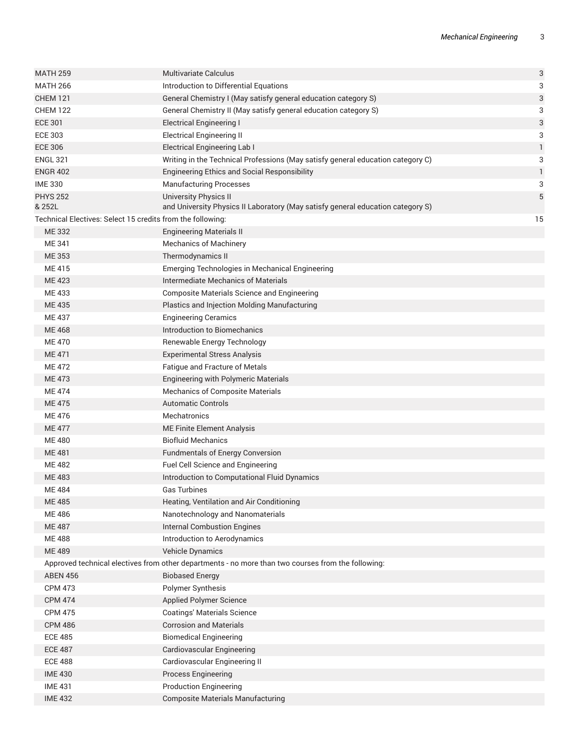| | | |
|---|---|---|
| MATH 259 | Multivariate Calculus | 3 |
| MATH 266 | Introduction to Differential Equations | 3 |
| CHEM 121 | General Chemistry I (May satisfy general education category S) | 3 |
| CHEM 122 | General Chemistry II (May satisfy general education category S) | 3 |
| ECE 301 | Electrical Engineering I | 3 |
| ECE 303 | Electrical Engineering II | 3 |
| ECE 306 | Electrical Engineering Lab I | 1 |
| ENGL 321 | Writing in the Technical Professions (May satisfy general education category C) | 3 |
| ENGR 402 | Engineering Ethics and Social Responsibility | 1 |
| IME 330 | Manufacturing Processes | 3 |
| PHYS 252 & 252L | University Physics II and University Physics II Laboratory (May satisfy general education category S) | 5 |
| Technical Electives: Select 15 credits from the following: | | 15 |
| ME 332 | Engineering Materials II | |
| ME 341 | Mechanics of Machinery | |
| ME 353 | Thermodynamics II | |
| ME 415 | Emerging Technologies in Mechanical Engineering | |
| ME 423 | Intermediate Mechanics of Materials | |
| ME 433 | Composite Materials Science and Engineering | |
| ME 435 | Plastics and Injection Molding Manufacturing | |
| ME 437 | Engineering Ceramics | |
| ME 468 | Introduction to Biomechanics | |
| ME 470 | Renewable Energy Technology | |
| ME 471 | Experimental Stress Analysis | |
| ME 472 | Fatigue and Fracture of Metals | |
| ME 473 | Engineering with Polymeric Materials | |
| ME 474 | Mechanics of Composite Materials | |
| ME 475 | Automatic Controls | |
| ME 476 | Mechatronics | |
| ME 477 | ME Finite Element Analysis | |
| ME 480 | Biofluid Mechanics | |
| ME 481 | Fundmentals of Energy Conversion | |
| ME 482 | Fuel Cell Science and Engineering | |
| ME 483 | Introduction to Computational Fluid Dynamics | |
| ME 484 | Gas Turbines | |
| ME 485 | Heating, Ventilation and Air Conditioning | |
| ME 486 | Nanotechnology and Nanomaterials | |
| ME 487 | Internal Combustion Engines | |
| ME 488 | Introduction to Aerodynamics | |
| ME 489 | Vehicle Dynamics | |
| Approved technical electives from other departments - no more than two courses from the following: | | |
| ABEN 456 | Biobased Energy | |
| CPM 473 | Polymer Synthesis | |
| CPM 474 | Applied Polymer Science | |
| CPM 475 | Coatings' Materials Science | |
| CPM 486 | Corrosion and Materials | |
| ECE 485 | Biomedical Engineering | |
| ECE 487 | Cardiovascular Engineering | |
| ECE 488 | Cardiovascular Engineering II | |
| IME 430 | Process Engineering | |
| IME 431 | Production Engineering | |
| IME 432 | Composite Materials Manufacturing | |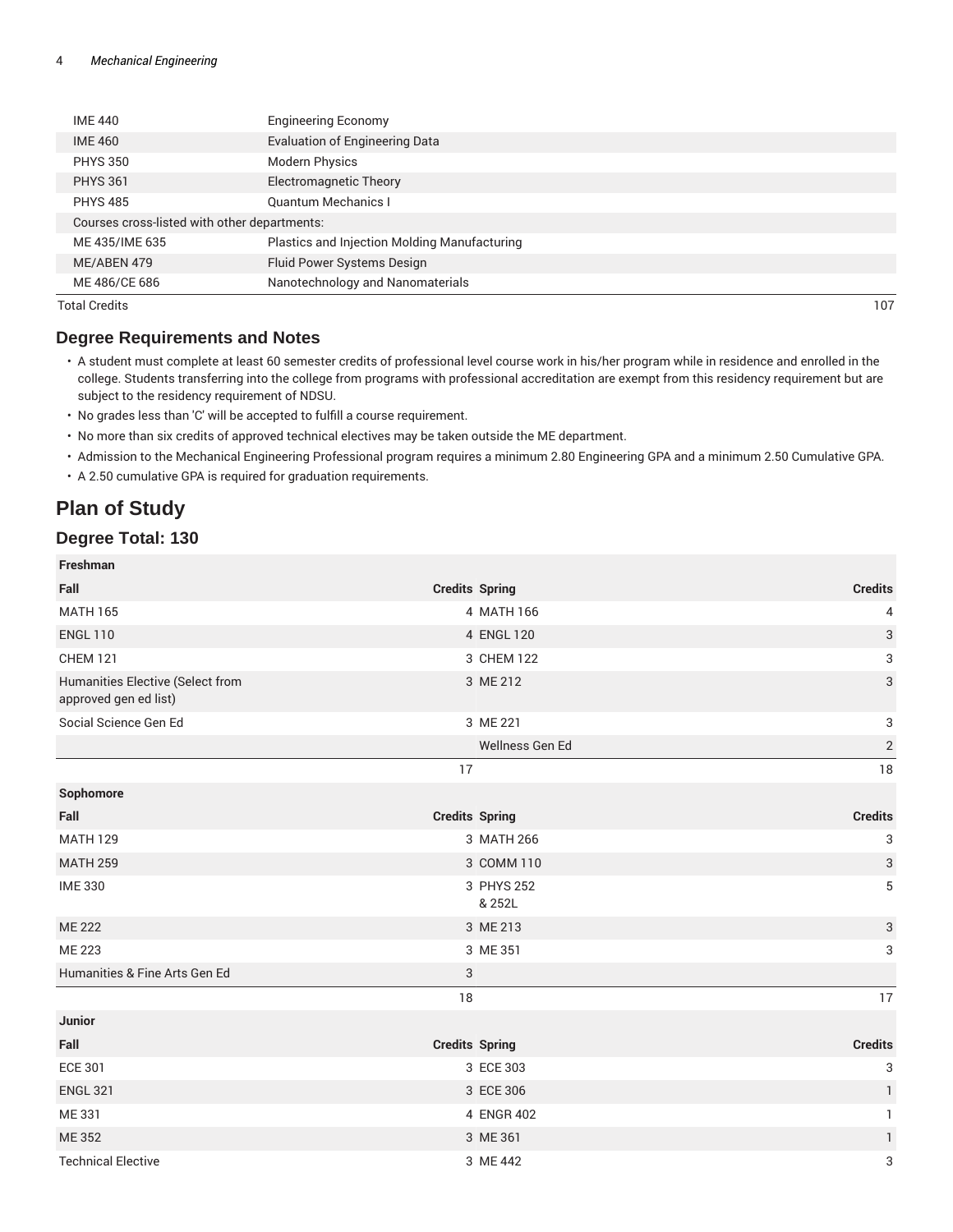| | |
|---|---|
| IME 440 | Engineering Economy |
| IME 460 | Evaluation of Engineering Data |
| PHYS 350 | Modern Physics |
| PHYS 361 | Electromagnetic Theory |
| PHYS 485 | Quantum Mechanics I |
| Courses cross-listed with other departments: | |
| ME 435/IME 635 | Plastics and Injection Molding Manufacturing |
| ME/ABEN 479 | Fluid Power Systems Design |
| ME 486/CE 686 | Nanotechnology and Nanomaterials |
| Total Credits | 107 |

## Degree Requirements and Notes

- A student must complete at least 60 semester credits of professional level course work in his/her program while in residence and enrolled in the college. Students transferring into the college from programs with professional accreditation are exempt from this residency requirement but are subject to the residency requirement of NDSU.
- No grades less than 'C' will be accepted to fulfill a course requirement.
- No more than six credits of approved technical electives may be taken outside the ME department.
- Admission to the Mechanical Engineering Professional program requires a minimum 2.80 Engineering GPA and a minimum 2.50 Cumulative GPA.
- A 2.50 cumulative GPA is required for graduation requirements.

# Plan of Study

## Degree Total: 130

| Freshman | | | |
|---|---|---|---|
| **Fall** | **Credits** | **Spring** | **Credits** |
| MATH 165 | 4 | MATH 166 | 4 |
| ENGL 110 | 4 | ENGL 120 | 3 |
| CHEM 121 | 3 | CHEM 122 | 3 |
| Humanities Elective (Select from approved gen ed list) | 3 | ME 212 | 3 |
| Social Science Gen Ed | 3 | ME 221 | 3 |
| | | Wellness Gen Ed | 2 |
| | 17 | | 18 |
| **Sophomore** | | | |
| **Fall** | **Credits** | **Spring** | **Credits** |
| MATH 129 | 3 | MATH 266 | 3 |
| MATH 259 | 3 | COMM 110 | 3 |
| IME 330 | 3 | PHYS 252 & 252L | 5 |
| ME 222 | 3 | ME 213 | 3 |
| ME 223 | 3 | ME 351 | 3 |
| Humanities & Fine Arts Gen Ed | 3 | | |
| | 18 | | 17 |
| **Junior** | | | |
| **Fall** | **Credits** | **Spring** | **Credits** |
| ECE 301 | 3 | ECE 303 | 3 |
| ENGL 321 | 3 | ECE 306 | 1 |
| ME 331 | 4 | ENGR 402 | 1 |
| ME 352 | 3 | ME 361 | 1 |
| Technical Elective | 3 | ME 442 | 3 |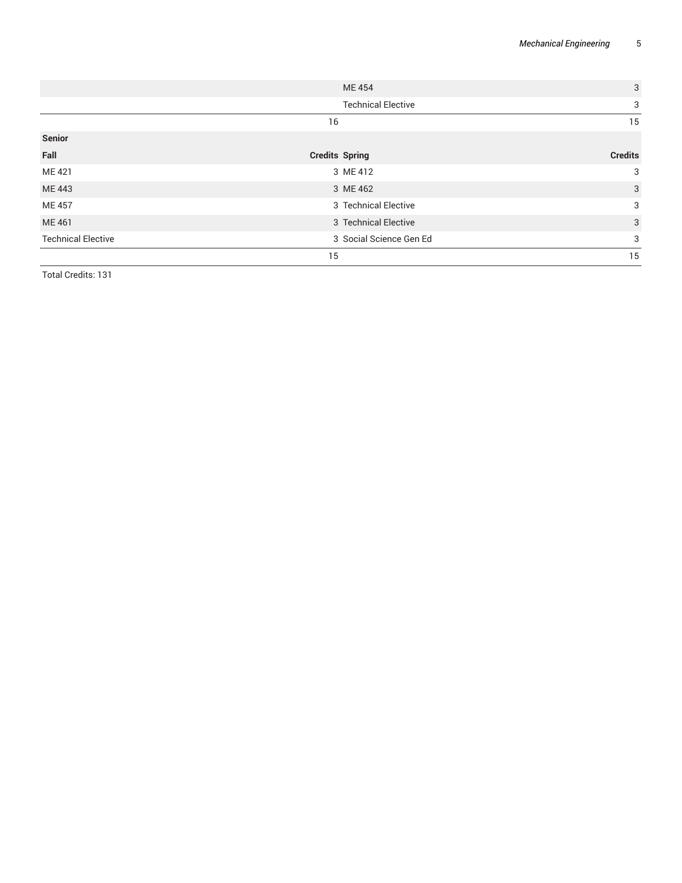| | | | |
|---|---|---|---|
| | | ME 454 | 3 |
| | | Technical Elective | 3 |
| | 16 | | 15 |
| **Senior** | | | |
| **Fall** | **Credits** | **Spring** | **Credits** |
| ME 421 | 3 | ME 412 | 3 |
| ME 443 | 3 | ME 462 | 3 |
| ME 457 | 3 | Technical Elective | 3 |
| ME 461 | 3 | Technical Elective | 3 |
| Technical Elective | 3 | Social Science Gen Ed | 3 |
| | 15 | | 15 |

Total Credits: 131